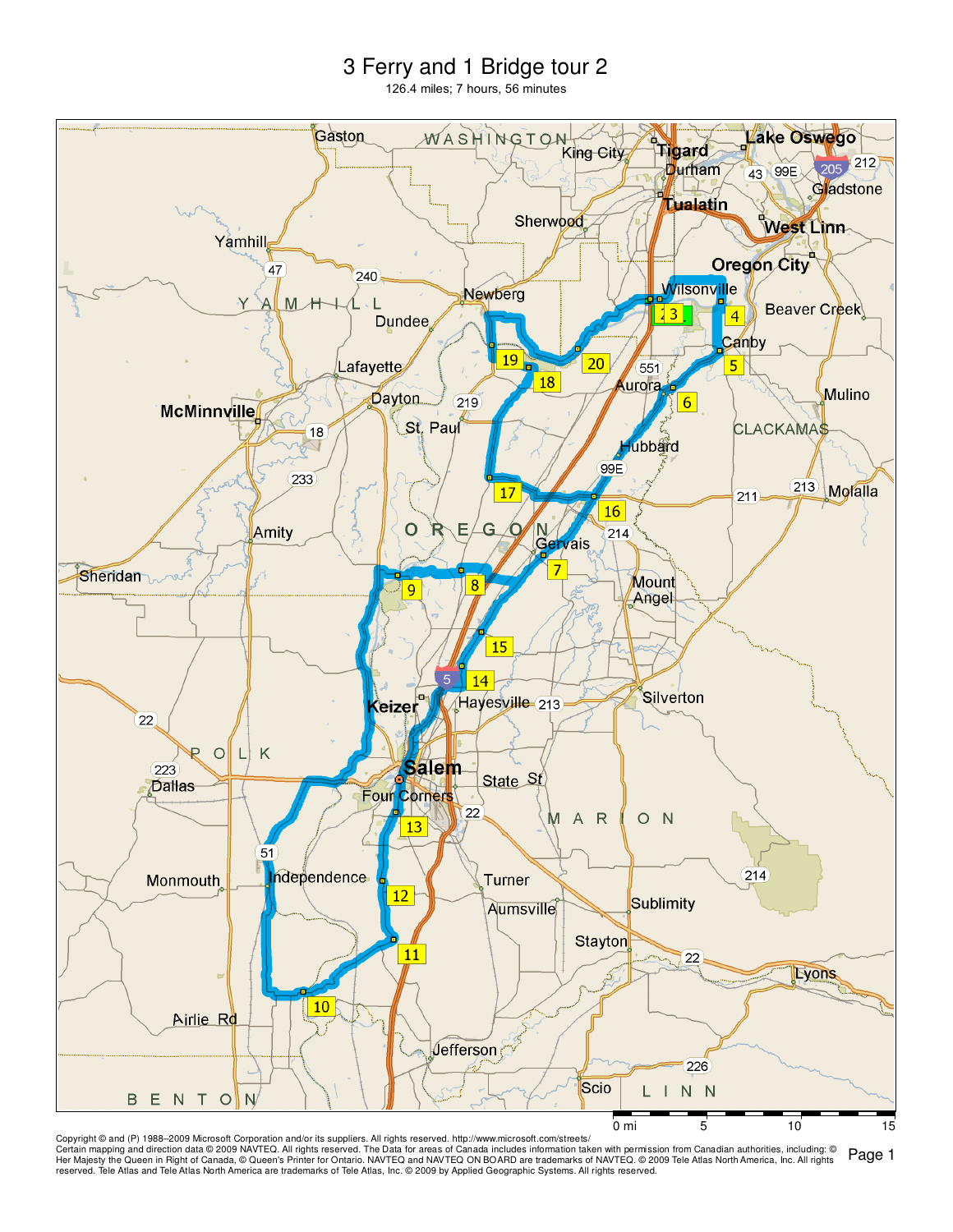# 3 Ferry and 1 Bridge tour 2

126.4 miles; 7 hours, 56 minutes

Copyright © and (P) 1988–2009 Microsoft Corporation and/or its suppliers. All rights reserved. http://www.microsoft.com/streets/
Certain mapping and direction data © 2009 NAVTEQ. All rights reserved. The Data for areas of Canada includes information taken with permission from Canadian authorities, including: © Her Majesty the Queen in Right of Canada, © Queen's Printer for Ontario. NAVTEQ and NAVTEQ ON BOARD are trademarks of NAVTEQ. © 2009 Tele Atlas North America, Inc. All rights reserved. Tele Atlas and Tele Atlas North America are trademarks of Tele Atlas, Inc. © 2009 by Applied Geographic Systems. All rights reserved.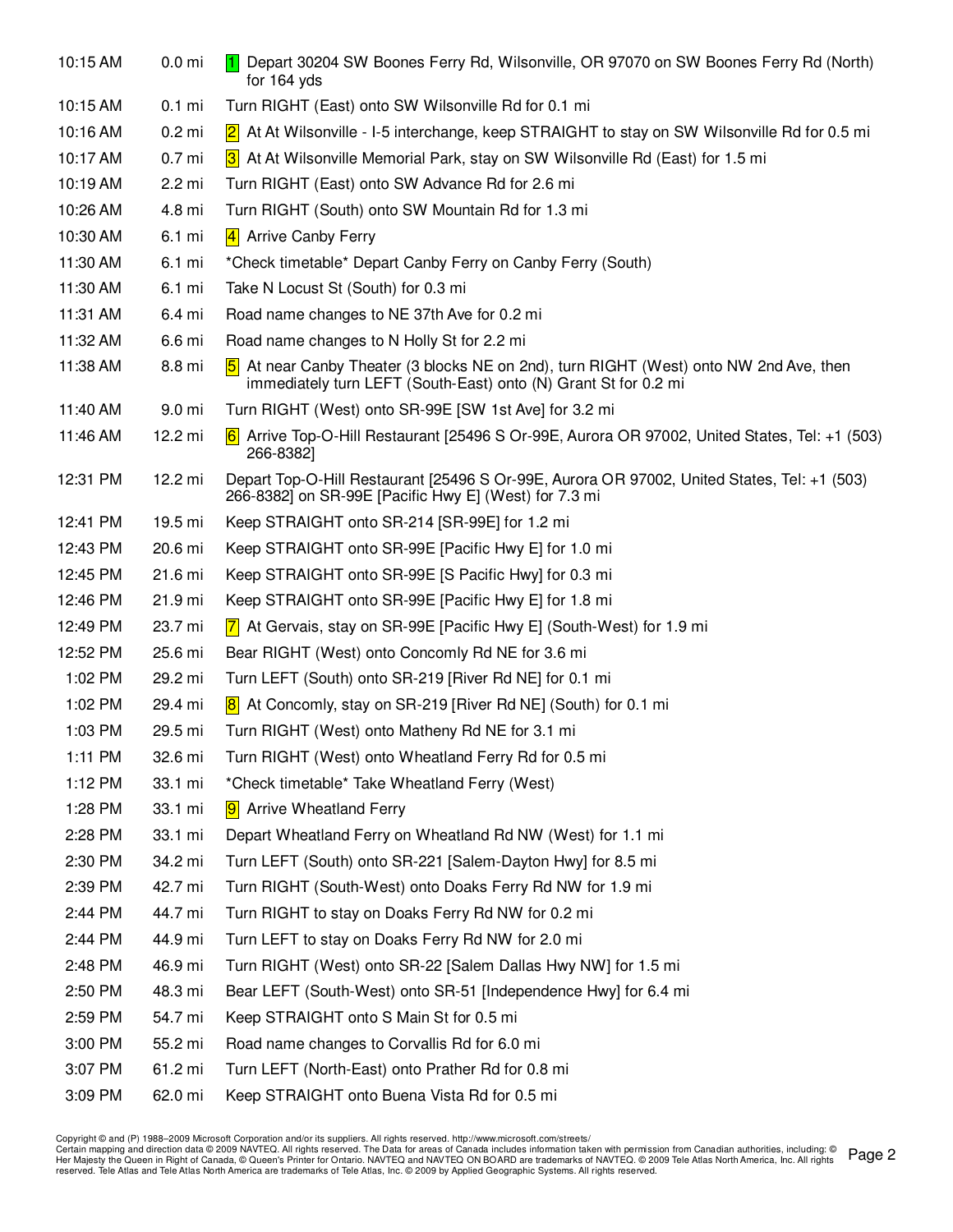| Time | Distance | Directions |
|---|---|---|
| 10:15 AM | 0.0 mi | 1 Depart 30204 SW Boones Ferry Rd, Wilsonville, OR 97070 on SW Boones Ferry Rd (North) for 164 yds |
| 10:15 AM | 0.1 mi | Turn RIGHT (East) onto SW Wilsonville Rd for 0.1 mi |
| 10:16 AM | 0.2 mi | 2 At At Wilsonville - I-5 interchange, keep STRAIGHT to stay on SW Wilsonville Rd for 0.5 mi |
| 10:17 AM | 0.7 mi | 3 At At Wilsonville Memorial Park, stay on SW Wilsonville Rd (East) for 1.5 mi |
| 10:19 AM | 2.2 mi | Turn RIGHT (East) onto SW Advance Rd for 2.6 mi |
| 10:26 AM | 4.8 mi | Turn RIGHT (South) onto SW Mountain Rd for 1.3 mi |
| 10:30 AM | 6.1 mi | 4 Arrive Canby Ferry |
| 11:30 AM | 6.1 mi | *Check timetable* Depart Canby Ferry on Canby Ferry (South) |
| 11:30 AM | 6.1 mi | Take N Locust St (South) for 0.3 mi |
| 11:31 AM | 6.4 mi | Road name changes to NE 37th Ave for 0.2 mi |
| 11:32 AM | 6.6 mi | Road name changes to N Holly St for 2.2 mi |
| 11:38 AM | 8.8 mi | 5 At near Canby Theater (3 blocks NE on 2nd), turn RIGHT (West) onto NW 2nd Ave, then immediately turn LEFT (South-East) onto (N) Grant St for 0.2 mi |
| 11:40 AM | 9.0 mi | Turn RIGHT (West) onto SR-99E [SW 1st Ave] for 3.2 mi |
| 11:46 AM | 12.2 mi | 6 Arrive Top-O-Hill Restaurant [25496 S Or-99E, Aurora OR 97002, United States, Tel: +1 (503) 266-8382] |
| 12:31 PM | 12.2 mi | Depart Top-O-Hill Restaurant [25496 S Or-99E, Aurora OR 97002, United States, Tel: +1 (503) 266-8382] on SR-99E [Pacific Hwy E] (West) for 7.3 mi |
| 12:41 PM | 19.5 mi | Keep STRAIGHT onto SR-214 [SR-99E] for 1.2 mi |
| 12:43 PM | 20.6 mi | Keep STRAIGHT onto SR-99E [Pacific Hwy E] for 1.0 mi |
| 12:45 PM | 21.6 mi | Keep STRAIGHT onto SR-99E [S Pacific Hwy] for 0.3 mi |
| 12:46 PM | 21.9 mi | Keep STRAIGHT onto SR-99E [Pacific Hwy E] for 1.8 mi |
| 12:49 PM | 23.7 mi | 7 At Gervais, stay on SR-99E [Pacific Hwy E] (South-West) for 1.9 mi |
| 12:52 PM | 25.6 mi | Bear RIGHT (West) onto Concomly Rd NE for 3.6 mi |
| 1:02 PM | 29.2 mi | Turn LEFT (South) onto SR-219 [River Rd NE] for 0.1 mi |
| 1:02 PM | 29.4 mi | 8 At Concomly, stay on SR-219 [River Rd NE] (South) for 0.1 mi |
| 1:03 PM | 29.5 mi | Turn RIGHT (West) onto Matheny Rd NE for 3.1 mi |
| 1:11 PM | 32.6 mi | Turn RIGHT (West) onto Wheatland Ferry Rd for 0.5 mi |
| 1:12 PM | 33.1 mi | *Check timetable* Take Wheatland Ferry (West) |
| 1:28 PM | 33.1 mi | 9 Arrive Wheatland Ferry |
| 2:28 PM | 33.1 mi | Depart Wheatland Ferry on Wheatland Rd NW (West) for 1.1 mi |
| 2:30 PM | 34.2 mi | Turn LEFT (South) onto SR-221 [Salem-Dayton Hwy] for 8.5 mi |
| 2:39 PM | 42.7 mi | Turn RIGHT (South-West) onto Doaks Ferry Rd NW for 1.9 mi |
| 2:44 PM | 44.7 mi | Turn RIGHT to stay on Doaks Ferry Rd NW for 0.2 mi |
| 2:44 PM | 44.9 mi | Turn LEFT to stay on Doaks Ferry Rd NW for 2.0 mi |
| 2:48 PM | 46.9 mi | Turn RIGHT (West) onto SR-22 [Salem Dallas Hwy NW] for 1.5 mi |
| 2:50 PM | 48.3 mi | Bear LEFT (South-West) onto SR-51 [Independence Hwy] for 6.4 mi |
| 2:59 PM | 54.7 mi | Keep STRAIGHT onto S Main St for 0.5 mi |
| 3:00 PM | 55.2 mi | Road name changes to Corvallis Rd for 6.0 mi |
| 3:07 PM | 61.2 mi | Turn LEFT (North-East) onto Prather Rd for 0.8 mi |
| 3:09 PM | 62.0 mi | Keep STRAIGHT onto Buena Vista Rd for 0.5 mi |

Copyright © and (P) 1988–2009 Microsoft Corporation and/or its suppliers. All rights reserved. http://www.microsoft.com/streets/
Certain mapping and direction data © 2009 NAVTEQ. All rights reserved. The Data for areas of Canada includes information taken with permission from Canadian authorities, including: © Her Majesty the Queen in Right of Canada, © Queen's Printer for Ontario. NAVTEQ and NAVTEQ ON BOARD are trademarks of NAVTEQ. © 2009 Tele Atlas North America, Inc. All rights reserved. Tele Atlas and Tele Atlas North America are trademarks of Tele Atlas, Inc. © 2009 by Applied Geographic Systems. All rights reserved.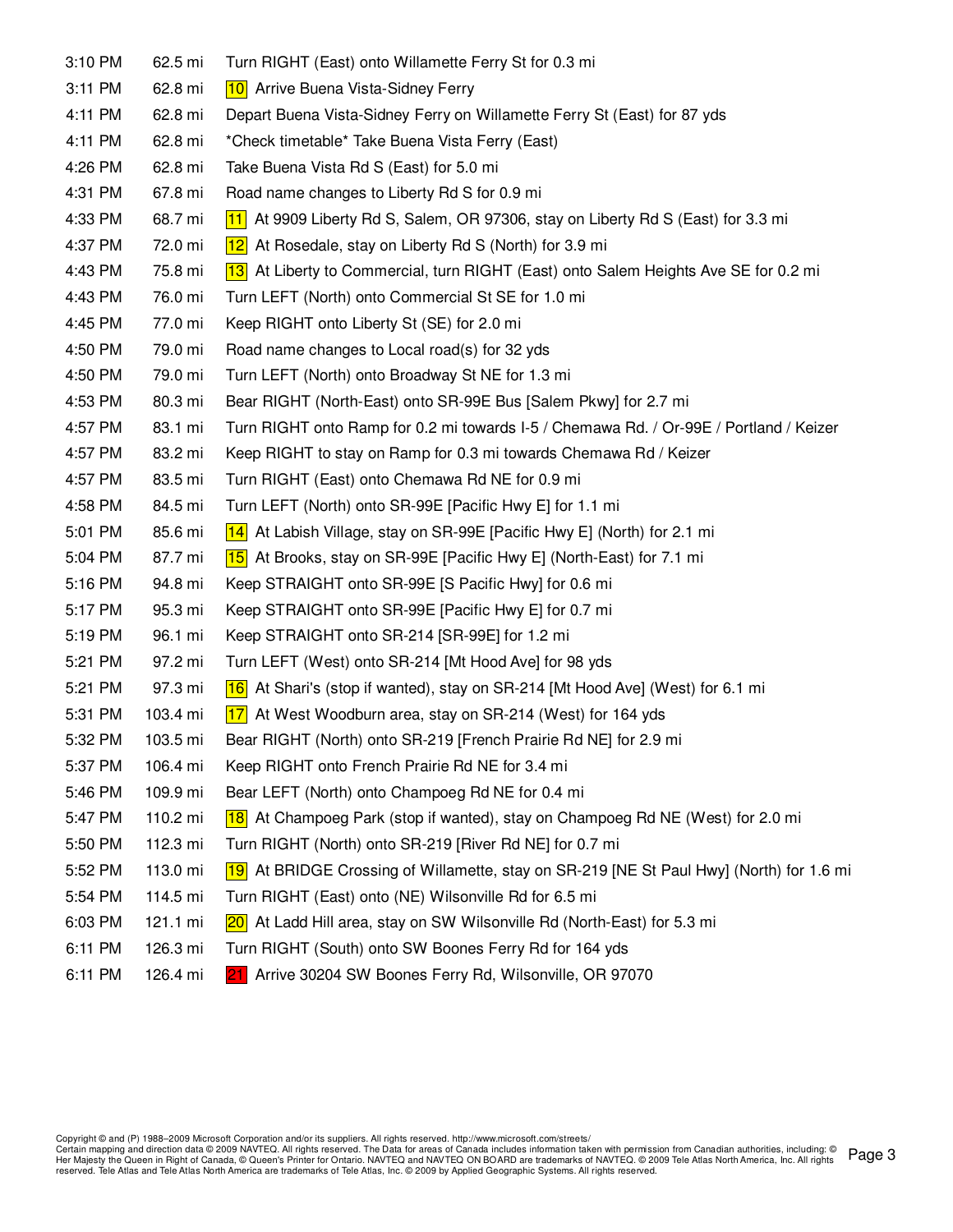| | | |
|---|---|---|
| 3:10 PM | 62.5 mi | Turn RIGHT (East) onto Willamette Ferry St for 0.3 mi |
| 3:11 PM | 62.8 mi | 10 Arrive Buena Vista-Sidney Ferry |
| 4:11 PM | 62.8 mi | Depart Buena Vista-Sidney Ferry on Willamette Ferry St (East) for 87 yds |
| 4:11 PM | 62.8 mi | *Check timetable* Take Buena Vista Ferry (East) |
| 4:26 PM | 62.8 mi | Take Buena Vista Rd S (East) for 5.0 mi |
| 4:31 PM | 67.8 mi | Road name changes to Liberty Rd S for 0.9 mi |
| 4:33 PM | 68.7 mi | 11 At 9909 Liberty Rd S, Salem, OR 97306, stay on Liberty Rd S (East) for 3.3 mi |
| 4:37 PM | 72.0 mi | 12 At Rosedale, stay on Liberty Rd S (North) for 3.9 mi |
| 4:43 PM | 75.8 mi | 13 At Liberty to Commercial, turn RIGHT (East) onto Salem Heights Ave SE for 0.2 mi |
| 4:43 PM | 76.0 mi | Turn LEFT (North) onto Commercial St SE for 1.0 mi |
| 4:45 PM | 77.0 mi | Keep RIGHT onto Liberty St (SE) for 2.0 mi |
| 4:50 PM | 79.0 mi | Road name changes to Local road(s) for 32 yds |
| 4:50 PM | 79.0 mi | Turn LEFT (North) onto Broadway St NE for 1.3 mi |
| 4:53 PM | 80.3 mi | Bear RIGHT (North-East) onto SR-99E Bus [Salem Pkwy] for 2.7 mi |
| 4:57 PM | 83.1 mi | Turn RIGHT onto Ramp for 0.2 mi towards I-5 / Chemawa Rd. / Or-99E / Portland / Keizer |
| 4:57 PM | 83.2 mi | Keep RIGHT to stay on Ramp for 0.3 mi towards Chemawa Rd / Keizer |
| 4:57 PM | 83.5 mi | Turn RIGHT (East) onto Chemawa Rd NE for 0.9 mi |
| 4:58 PM | 84.5 mi | Turn LEFT (North) onto SR-99E [Pacific Hwy E] for 1.1 mi |
| 5:01 PM | 85.6 mi | 14 At Labish Village, stay on SR-99E [Pacific Hwy E] (North) for 2.1 mi |
| 5:04 PM | 87.7 mi | 15 At Brooks, stay on SR-99E [Pacific Hwy E] (North-East) for 7.1 mi |
| 5:16 PM | 94.8 mi | Keep STRAIGHT onto SR-99E [S Pacific Hwy] for 0.6 mi |
| 5:17 PM | 95.3 mi | Keep STRAIGHT onto SR-99E [Pacific Hwy E] for 0.7 mi |
| 5:19 PM | 96.1 mi | Keep STRAIGHT onto SR-214 [SR-99E] for 1.2 mi |
| 5:21 PM | 97.2 mi | Turn LEFT (West) onto SR-214 [Mt Hood Ave] for 98 yds |
| 5:21 PM | 97.3 mi | 16 At Shari's (stop if wanted), stay on SR-214 [Mt Hood Ave] (West) for 6.1 mi |
| 5:31 PM | 103.4 mi | 17 At West Woodburn area, stay on SR-214 (West) for 164 yds |
| 5:32 PM | 103.5 mi | Bear RIGHT (North) onto SR-219 [French Prairie Rd NE] for 2.9 mi |
| 5:37 PM | 106.4 mi | Keep RIGHT onto French Prairie Rd NE for 3.4 mi |
| 5:46 PM | 109.9 mi | Bear LEFT (North) onto Champoeg Rd NE for 0.4 mi |
| 5:47 PM | 110.2 mi | 18 At Champoeg Park (stop if wanted), stay on Champoeg Rd NE (West) for 2.0 mi |
| 5:50 PM | 112.3 mi | Turn RIGHT (North) onto SR-219 [River Rd NE] for 0.7 mi |
| 5:52 PM | 113.0 mi | 19 At BRIDGE Crossing of Willamette, stay on SR-219 [NE St Paul Hwy] (North) for 1.6 mi |
| 5:54 PM | 114.5 mi | Turn RIGHT (East) onto (NE) Wilsonville Rd for 6.5 mi |
| 6:03 PM | 121.1 mi | 20 At Ladd Hill area, stay on SW Wilsonville Rd (North-East) for 5.3 mi |
| 6:11 PM | 126.3 mi | Turn RIGHT (South) onto SW Boones Ferry Rd for 164 yds |
| 6:11 PM | 126.4 mi | 21 Arrive 30204 SW Boones Ferry Rd, Wilsonville, OR 97070 |

Copyright © and (P) 1988–2009 Microsoft Corporation and/or its suppliers. All rights reserved. http://www.microsoft.com/streets/
Certain mapping and direction data © 2009 NAVTEQ. All rights reserved. The Data for areas of Canada includes information taken with permission from Canadian authorities, including: © Her Majesty the Queen in Right of Canada, © Queen's Printer for Ontario. NAVTEQ and NAVTEQ ON BOARD are trademarks of NAVTEQ. © 2009 Tele Atlas North America, Inc. All rights reserved. Tele Atlas and Tele Atlas North America are trademarks of Tele Atlas, Inc. © 2009 by Applied Geographic Systems. All rights reserved.